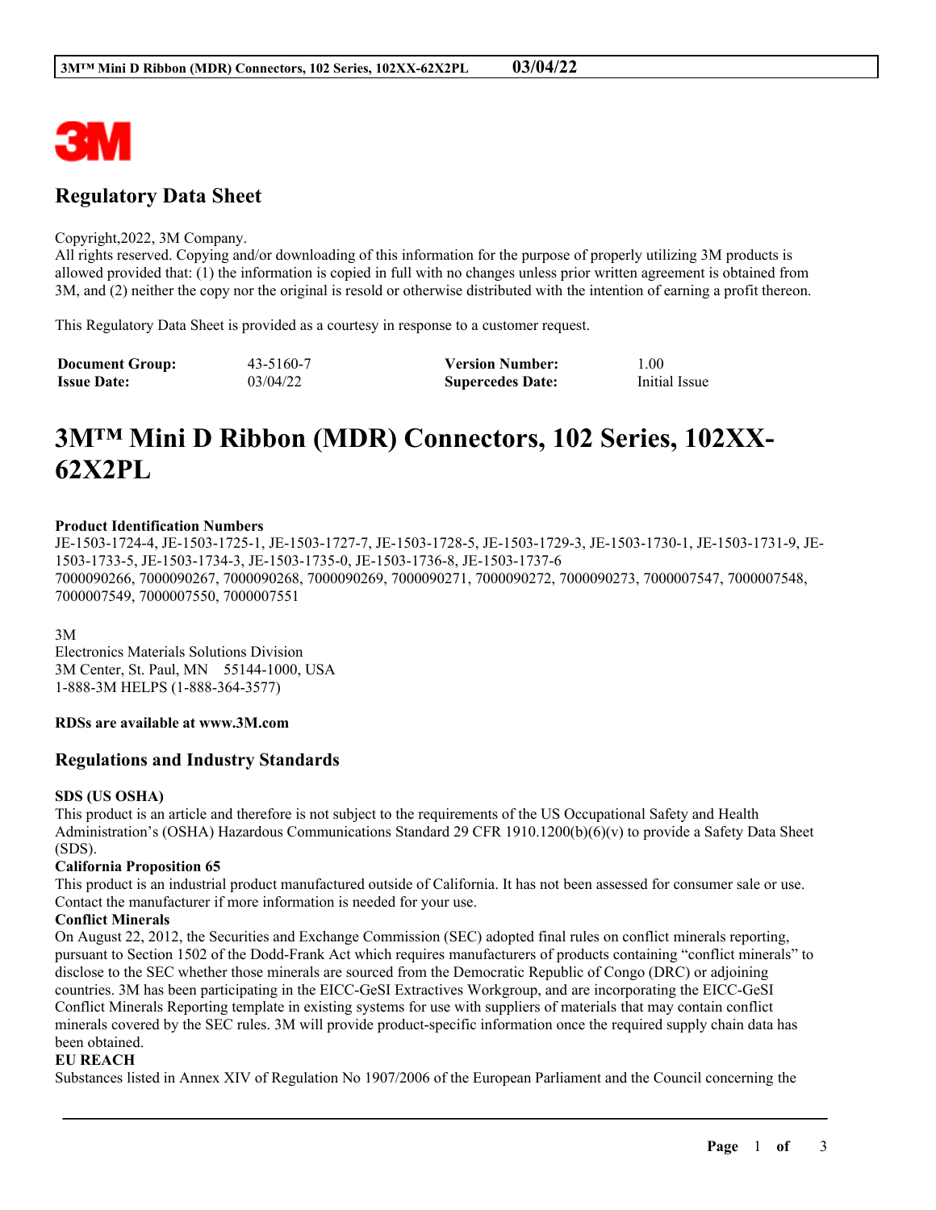3M

## Regulatory Data Sheet

Copyright,2022, 3M Company.
All rights reserved. Copying and/or downloading of this information for the purpose of properly utilizing 3M products is allowed provided that: (1) the information is copied in full with no changes unless prior written agreement is obtained from 3M, and (2) neither the copy nor the original is resold or otherwise distributed with the intention of earning a profit thereon.

This Regulatory Data Sheet is provided as a courtesy in response to a customer request.

| **Document Group:** | 43-5160-7 | **Version Number:** | 1.00 |
|---|---|---|---|
| **Issue Date:** | 03/04/22 | **Supercedes Date:** | Initial Issue |

# 3M™ Mini D Ribbon (MDR) Connectors, 102 Series, 102XX-62X2PL

**Product Identification Numbers**
JE-1503-1724-4, JE-1503-1725-1, JE-1503-1727-7, JE-1503-1728-5, JE-1503-1729-3, JE-1503-1730-1, JE-1503-1731-9, JE-1503-1733-5, JE-1503-1734-3, JE-1503-1735-0, JE-1503-1736-8, JE-1503-1737-6
7000090266, 7000090267, 7000090268, 7000090269, 7000090271, 7000090272, 7000090273, 7000007547, 7000007548, 7000007549, 7000007550, 7000007551

3M
Electronics Materials Solutions Division
3M Center, St. Paul, MN 55144-1000, USA
1-888-3M HELPS (1-888-364-3577)

**RDSs are available at www.3M.com**

## Regulations and Industry Standards

**SDS (US OSHA)**
This product is an article and therefore is not subject to the requirements of the US Occupational Safety and Health Administration's (OSHA) Hazardous Communications Standard 29 CFR 1910.1200(b)(6)(v) to provide a Safety Data Sheet (SDS).

**California Proposition 65**
This product is an industrial product manufactured outside of California. It has not been assessed for consumer sale or use. Contact the manufacturer if more information is needed for your use.

**Conflict Minerals**
On August 22, 2012, the Securities and Exchange Commission (SEC) adopted final rules on conflict minerals reporting, pursuant to Section 1502 of the Dodd-Frank Act which requires manufacturers of products containing "conflict minerals" to disclose to the SEC whether those minerals are sourced from the Democratic Republic of Congo (DRC) or adjoining countries. 3M has been participating in the EICC-GeSI Extractives Workgroup, and are incorporating the EICC-GeSI Conflict Minerals Reporting template in existing systems for use with suppliers of materials that may contain conflict minerals covered by the SEC rules. 3M will provide product-specific information once the required supply chain data has been obtained.

**EU REACH**
Substances listed in Annex XIV of Regulation No 1907/2006 of the European Parliament and the Council concerning the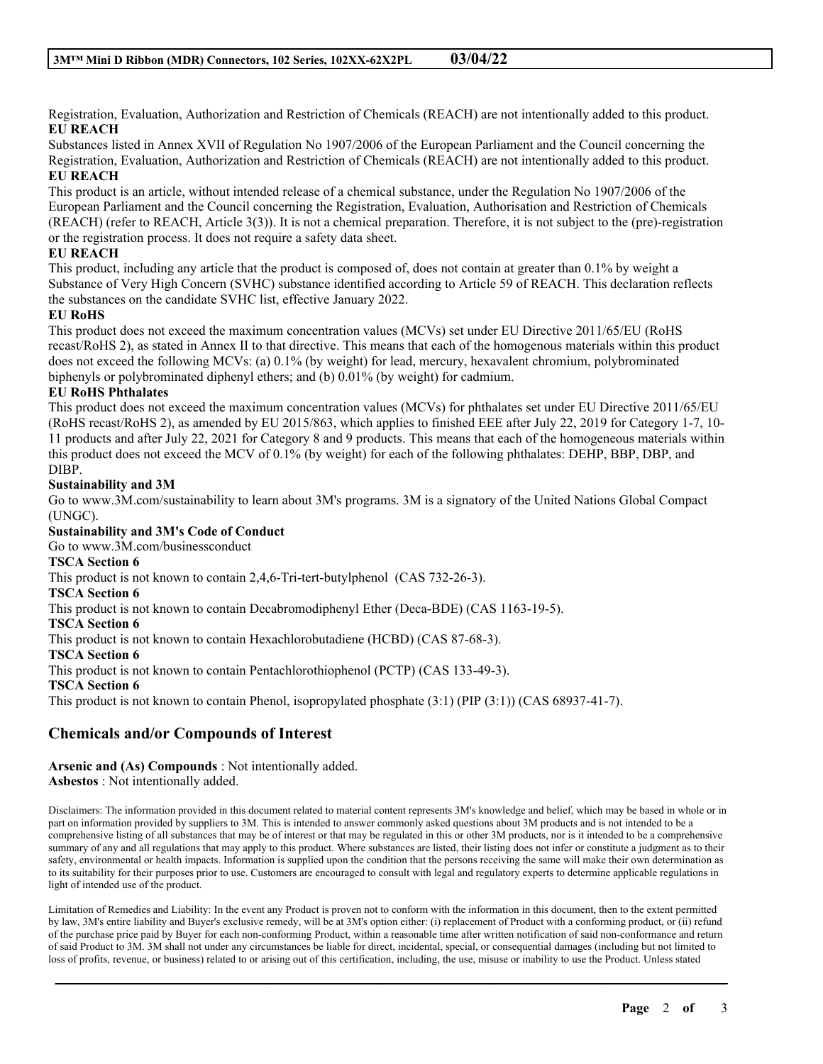Registration, Evaluation, Authorization and Restriction of Chemicals (REACH) are not intentionally added to this product.

**EU REACH**

Substances listed in Annex XVII of Regulation No 1907/2006 of the European Parliament and the Council concerning the Registration, Evaluation, Authorization and Restriction of Chemicals (REACH) are not intentionally added to this product.

**EU REACH**

This product is an article, without intended release of a chemical substance, under the Regulation No 1907/2006 of the European Parliament and the Council concerning the Registration, Evaluation, Authorisation and Restriction of Chemicals (REACH) (refer to REACH, Article 3(3)). It is not a chemical preparation. Therefore, it is not subject to the (pre)-registration or the registration process. It does not require a safety data sheet.

**EU REACH**

This product, including any article that the product is composed of, does not contain at greater than 0.1% by weight a Substance of Very High Concern (SVHC) substance identified according to Article 59 of REACH. This declaration reflects the substances on the candidate SVHC list, effective January 2022.

**EU RoHS**

This product does not exceed the maximum concentration values (MCVs) set under EU Directive 2011/65/EU (RoHS recast/RoHS 2), as stated in Annex II to that directive. This means that each of the homogenous materials within this product does not exceed the following MCVs: (a) 0.1% (by weight) for lead, mercury, hexavalent chromium, polybrominated biphenyls or polybrominated diphenyl ethers; and (b) 0.01% (by weight) for cadmium.

**EU RoHS Phthalates**

This product does not exceed the maximum concentration values (MCVs) for phthalates set under EU Directive 2011/65/EU (RoHS recast/RoHS 2), as amended by EU 2015/863, which applies to finished EEE after July 22, 2019 for Category 1-7, 10-11 products and after July 22, 2021 for Category 8 and 9 products. This means that each of the homogeneous materials within this product does not exceed the MCV of 0.1% (by weight) for each of the following phthalates: DEHP, BBP, DBP, and DIBP.

**Sustainability and 3M**

Go to www.3M.com/sustainability to learn about 3M's programs. 3M is a signatory of the United Nations Global Compact (UNGC).

**Sustainability and 3M's Code of Conduct**

Go to www.3M.com/businessconduct

**TSCA Section 6**

This product is not known to contain 2,4,6-Tri-tert-butylphenol (CAS 732-26-3).

**TSCA Section 6**

This product is not known to contain Decabromodiphenyl Ether (Deca-BDE) (CAS 1163-19-5).

**TSCA Section 6**

This product is not known to contain Hexachlorobutadiene (HCBD) (CAS 87-68-3).

**TSCA Section 6**

This product is not known to contain Pentachlorothiophenol (PCTP) (CAS 133-49-3).

**TSCA Section 6**

This product is not known to contain Phenol, isopropylated phosphate (3:1) (PIP (3:1)) (CAS 68937-41-7).

## Chemicals and/or Compounds of Interest

**Arsenic and (As) Compounds** : Not intentionally added.
**Asbestos** : Not intentionally added.

Disclaimers: The information provided in this document related to material content represents 3M's knowledge and belief, which may be based in whole or in part on information provided by suppliers to 3M. This is intended to answer commonly asked questions about 3M products and is not intended to be a comprehensive listing of all substances that may be of interest or that may be regulated in this or other 3M products, nor is it intended to be a comprehensive summary of any and all regulations that may apply to this product. Where substances are listed, their listing does not infer or constitute a judgment as to their safety, environmental or health impacts. Information is supplied upon the condition that the persons receiving the same will make their own determination as to its suitability for their purposes prior to use. Customers are encouraged to consult with legal and regulatory experts to determine applicable regulations in light of intended use of the product.

Limitation of Remedies and Liability: In the event any Product is proven not to conform with the information in this document, then to the extent permitted by law, 3M's entire liability and Buyer's exclusive remedy, will be at 3M's option either: (i) replacement of Product with a conforming product, or (ii) refund of the purchase price paid by Buyer for each non-conforming Product, within a reasonable time after written notification of said non-conformance and return of said Product to 3M. 3M shall not under any circumstances be liable for direct, incidental, special, or consequential damages (including but not limited to loss of profits, revenue, or business) related to or arising out of this certification, including, the use, misuse or inability to use the Product. Unless stated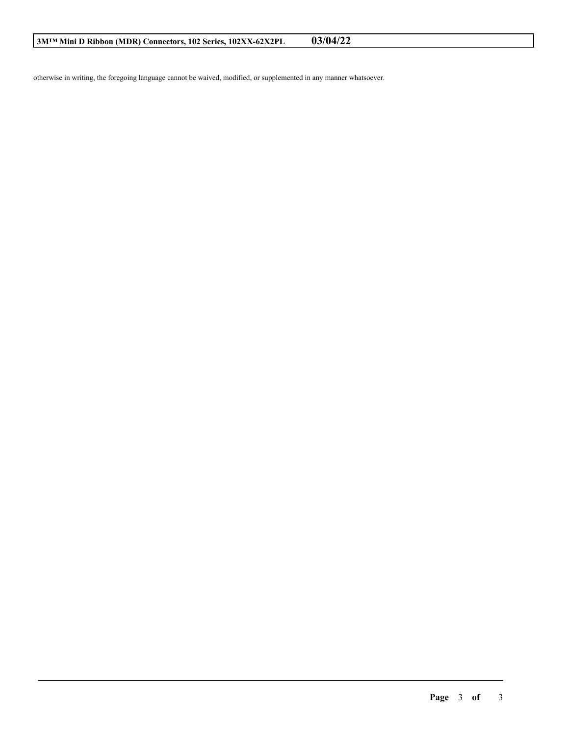otherwise in writing, the foregoing language cannot be waived, modified, or supplemented in any manner whatsoever.